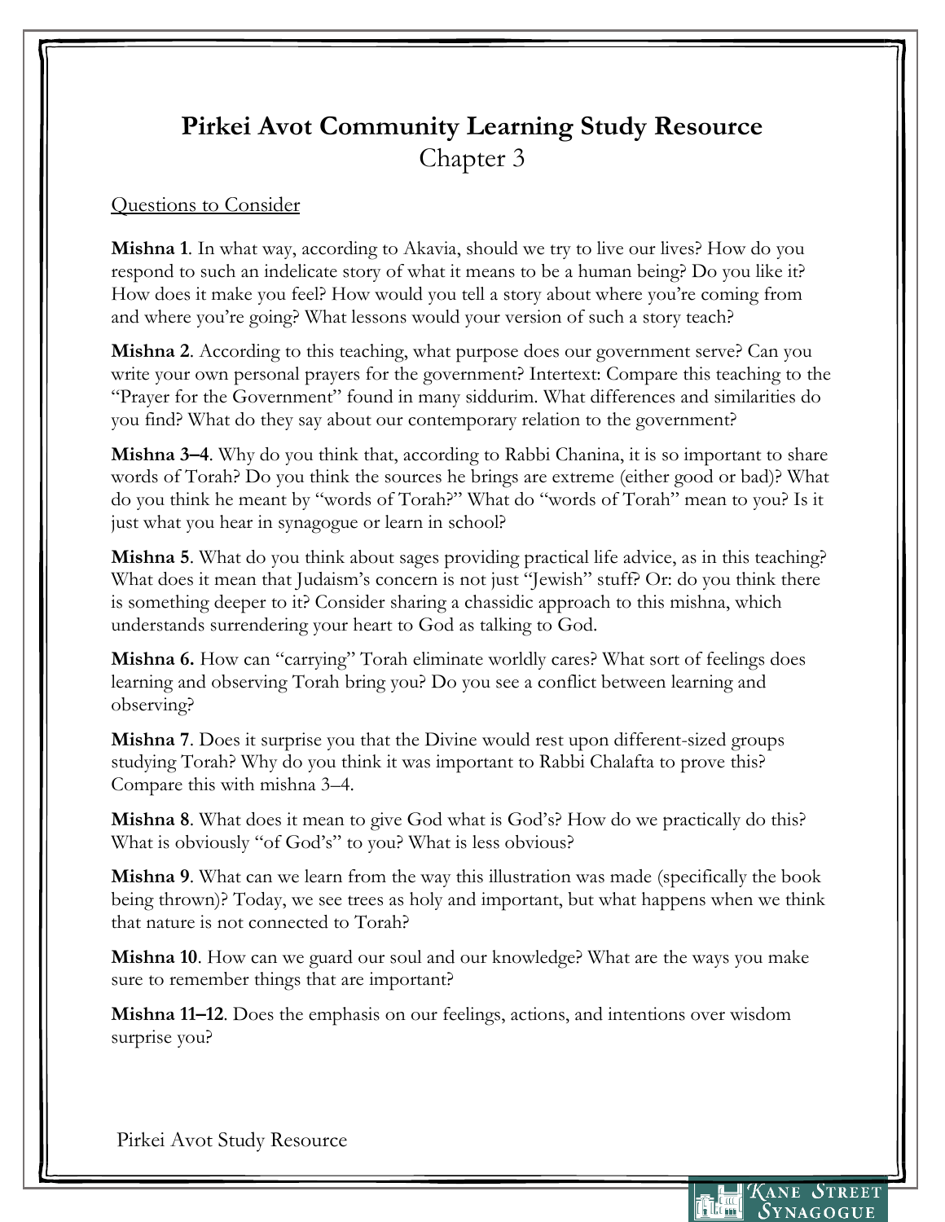# Pirkei Avot Community Learning Study Resource

## Chapter 3

Questions to Consider

**Mishna 1**. In what way, according to Akavia, should we try to live our lives? How do you respond to such an indelicate story of what it means to be a human being? Do you like it? How does it make you feel? How would you tell a story about where you're coming from and where you're going? What lessons would your version of such a story teach?

**Mishna 2**. According to this teaching, what purpose does our government serve? Can you write your own personal prayers for the government? Intertext: Compare this teaching to the "Prayer for the Government" found in many siddurim. What differences and similarities do you find? What do they say about our contemporary relation to the government?

**Mishna 3–4**. Why do you think that, according to Rabbi Chanina, it is so important to share words of Torah? Do you think the sources he brings are extreme (either good or bad)? What do you think he meant by "words of Torah?" What do "words of Torah" mean to you? Is it just what you hear in synagogue or learn in school?

**Mishna 5**. What do you think about sages providing practical life advice, as in this teaching? What does it mean that Judaism's concern is not just "Jewish" stuff? Or: do you think there is something deeper to it? Consider sharing a chassidic approach to this mishna, which understands surrendering your heart to God as talking to God.

**Mishna 6.** How can "carrying" Torah eliminate worldly cares? What sort of feelings does learning and observing Torah bring you? Do you see a conflict between learning and observing?

**Mishna 7**. Does it surprise you that the Divine would rest upon different-sized groups studying Torah? Why do you think it was important to Rabbi Chalafta to prove this? Compare this with mishna 3–4.

**Mishna 8**. What does it mean to give God what is God's? How do we practically do this? What is obviously "of God's" to you? What is less obvious?

**Mishna 9**. What can we learn from the way this illustration was made (specifically the book being thrown)? Today, we see trees as holy and important, but what happens when we think that nature is not connected to Torah?

**Mishna 10**. How can we guard our soul and our knowledge? What are the ways you make sure to remember things that are important?

**Mishna 11–12**. Does the emphasis on our feelings, actions, and intentions over wisdom surprise you?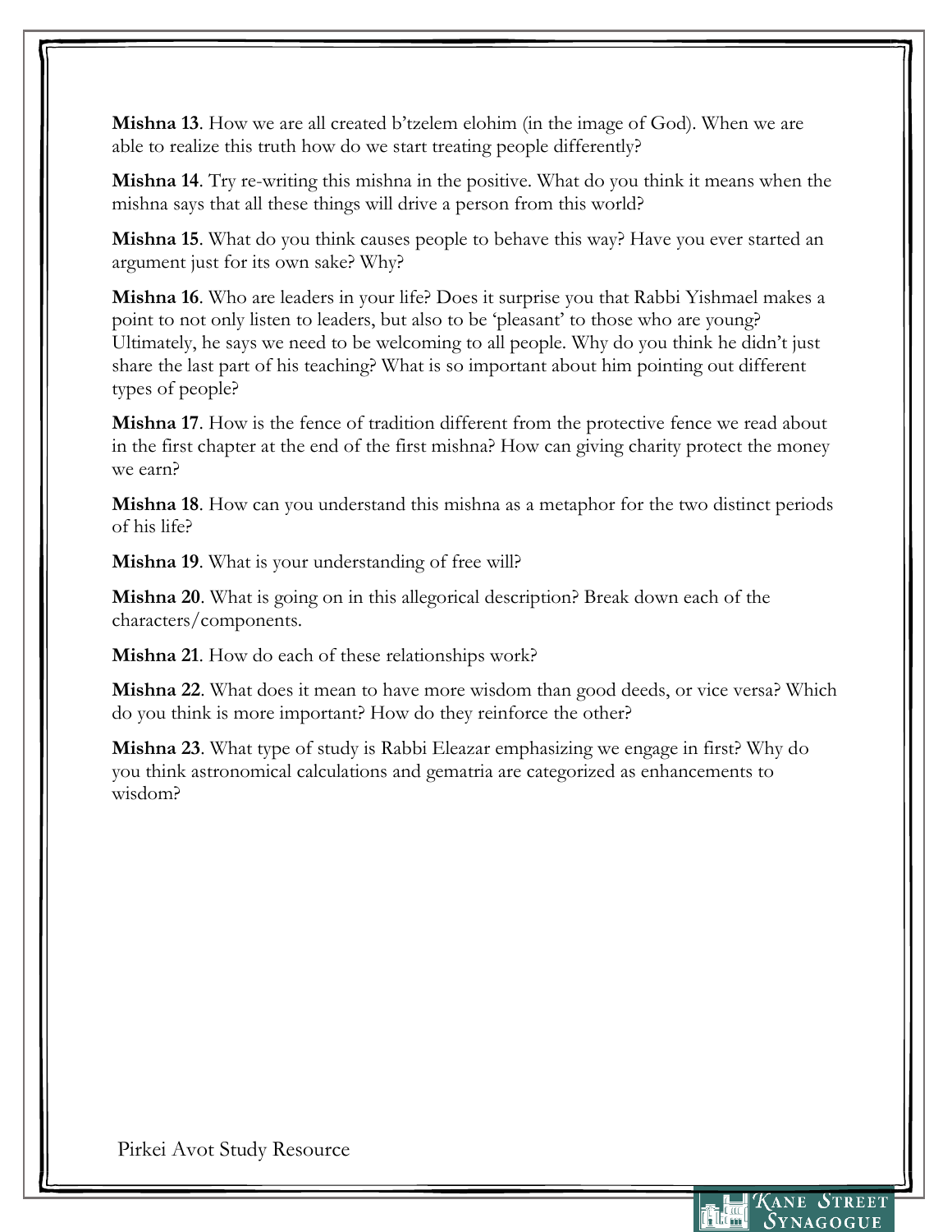**Mishna 13**. How we are all created b'tzelem elohim (in the image of God). When we are able to realize this truth how do we start treating people differently?

**Mishna 14**. Try re-writing this mishna in the positive. What do you think it means when the mishna says that all these things will drive a person from this world?

**Mishna 15**. What do you think causes people to behave this way? Have you ever started an argument just for its own sake? Why?

**Mishna 16**. Who are leaders in your life? Does it surprise you that Rabbi Yishmael makes a point to not only listen to leaders, but also to be 'pleasant' to those who are young? Ultimately, he says we need to be welcoming to all people. Why do you think he didn't just share the last part of his teaching? What is so important about him pointing out different types of people?

**Mishna 17**. How is the fence of tradition different from the protective fence we read about in the first chapter at the end of the first mishna? How can giving charity protect the money we earn?

**Mishna 18**. How can you understand this mishna as a metaphor for the two distinct periods of his life?

**Mishna 19**. What is your understanding of free will?

**Mishna 20**. What is going on in this allegorical description? Break down each of the characters/components.

**Mishna 21**. How do each of these relationships work?

**Mishna 22**. What does it mean to have more wisdom than good deeds, or vice versa? Which do you think is more important? How do they reinforce the other?

**Mishna 23**. What type of study is Rabbi Eleazar emphasizing we engage in first? Why do you think astronomical calculations and gematria are categorized as enhancements to wisdom?